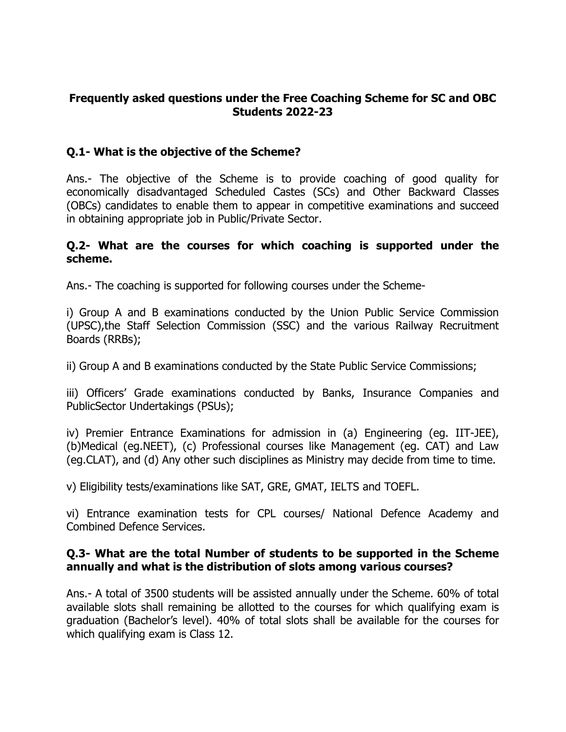**Frequently asked questions under the Free Coaching Scheme for SC and OBC Students 2022-23**

**Q.1- What is the objective of the Scheme?**

Ans.- The objective of the Scheme is to provide coaching of good quality for economically disadvantaged Scheduled Castes (SCs) and Other Backward Classes (OBCs) candidates to enable them to appear in competitive examinations and succeed in obtaining appropriate job in Public/Private Sector.

**Q.2- What are the courses for which coaching is supported under the scheme.**

Ans.- The coaching is supported for following courses under the Scheme-

i) Group A and B examinations conducted by the Union Public Service Commission (UPSC),the Staff Selection Commission (SSC) and the various Railway Recruitment Boards (RRBs);

ii) Group A and B examinations conducted by the State Public Service Commissions;

iii) Officers' Grade examinations conducted by Banks, Insurance Companies and PublicSector Undertakings (PSUs);

iv) Premier Entrance Examinations for admission in (a) Engineering (eg. IIT-JEE), (b)Medical (eg.NEET), (c) Professional courses like Management (eg. CAT) and Law (eg.CLAT), and (d) Any other such disciplines as Ministry may decide from time to time.

v) Eligibility tests/examinations like SAT, GRE, GMAT, IELTS and TOEFL.

vi) Entrance examination tests for CPL courses/ National Defence Academy and Combined Defence Services.

**Q.3- What are the total Number of students to be supported in the Scheme annually and what is the distribution of slots among various courses?**

Ans.- A total of 3500 students will be assisted annually under the Scheme. 60% of total available slots shall remaining be allotted to the courses for which qualifying exam is graduation (Bachelor's level). 40% of total slots shall be available for the courses for which qualifying exam is Class 12.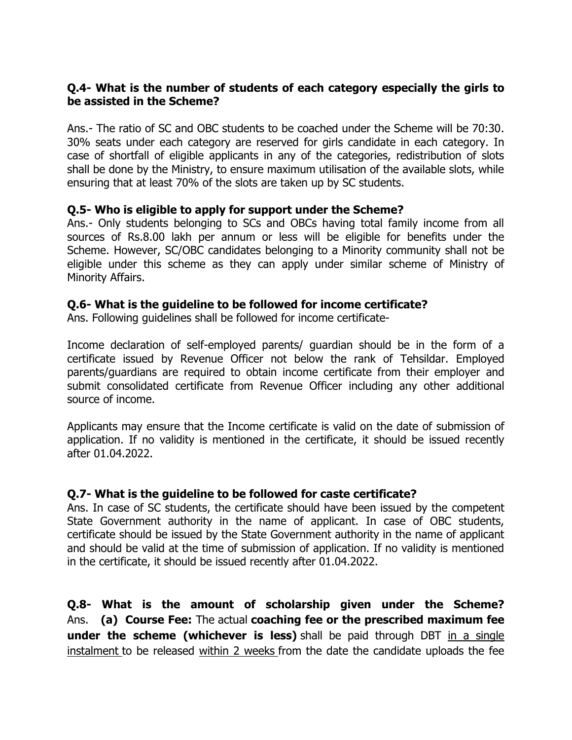**Q.4- What is the number of students of each category especially the girls to be assisted in the Scheme?**

Ans.- The ratio of SC and OBC students to be coached under the Scheme will be 70:30. 30% seats under each category are reserved for girls candidate in each category. In case of shortfall of eligible applicants in any of the categories, redistribution of slots shall be done by the Ministry, to ensure maximum utilisation of the available slots, while ensuring that at least 70% of the slots are taken up by SC students.

**Q.5- Who is eligible to apply for support under the Scheme?**

Ans.- Only students belonging to SCs and OBCs having total family income from all sources of Rs.8.00 lakh per annum or less will be eligible for benefits under the Scheme. However, SC/OBC candidates belonging to a Minority community shall not be eligible under this scheme as they can apply under similar scheme of Ministry of Minority Affairs.

**Q.6- What is the guideline to be followed for income certificate?**

Ans. Following guidelines shall be followed for income certificate-

Income declaration of self-employed parents/ guardian should be in the form of a certificate issued by Revenue Officer not below the rank of Tehsildar. Employed parents/guardians are required to obtain income certificate from their employer and submit consolidated certificate from Revenue Officer including any other additional source of income.

Applicants may ensure that the Income certificate is valid on the date of submission of application. If no validity is mentioned in the certificate, it should be issued recently after 01.04.2022.

**Q.7- What is the guideline to be followed for caste certificate?**

Ans. In case of SC students, the certificate should have been issued by the competent State Government authority in the name of applicant. In case of OBC students, certificate should be issued by the State Government authority in the name of applicant and should be valid at the time of submission of application. If no validity is mentioned in the certificate, it should be issued recently after 01.04.2022.

**Q.8- What is the amount of scholarship given under the Scheme?**

Ans. **(a) Course Fee:** The actual **coaching fee or the prescribed maximum fee under the scheme (whichever is less)** shall be paid through DBT in a single instalment to be released within 2 weeks from the date the candidate uploads the fee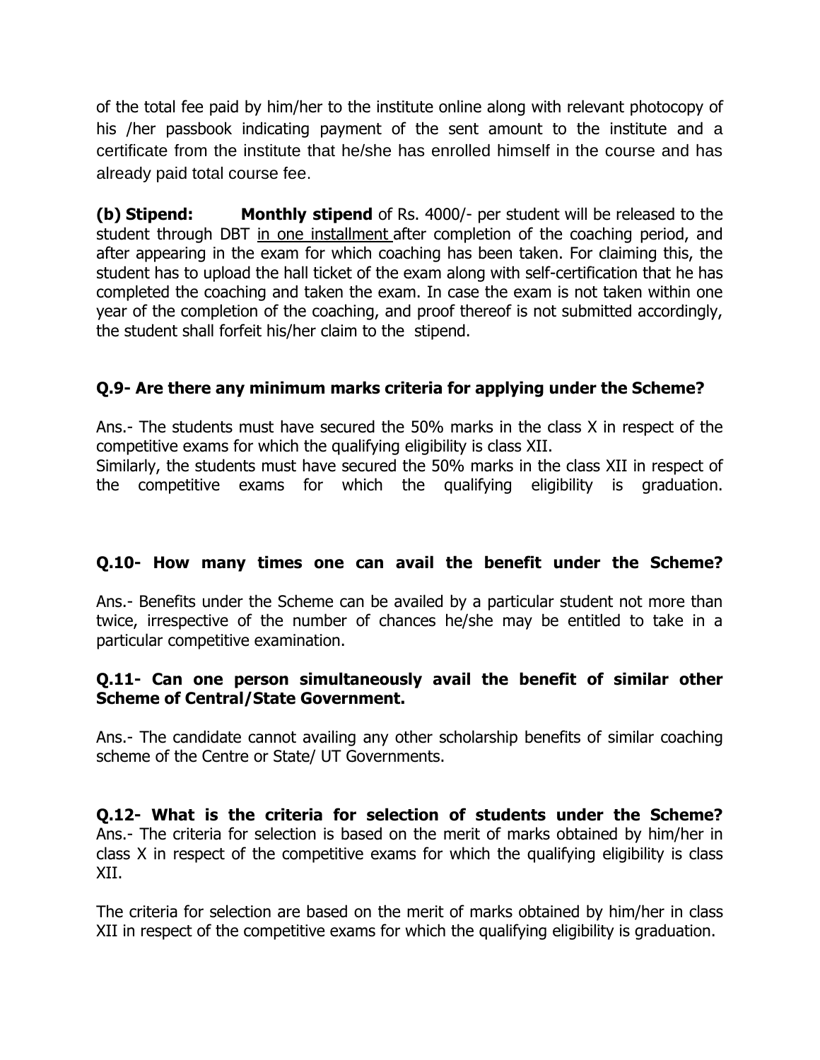of the total fee paid by him/her to the institute online along with relevant photocopy of his /her passbook indicating payment of the sent amount to the institute and a certificate from the institute that he/she has enrolled himself in the course and has already paid total course fee.

**(b) Stipend:** **Monthly stipend** of Rs. 4000/- per student will be released to the student through DBT in one installment after completion of the coaching period, and after appearing in the exam for which coaching has been taken. For claiming this, the student has to upload the hall ticket of the exam along with self-certification that he has completed the coaching and taken the exam. In case the exam is not taken within one year of the completion of the coaching, and proof thereof is not submitted accordingly, the student shall forfeit his/her claim to the stipend.

**Q.9- Are there any minimum marks criteria for applying under the Scheme?**

Ans.- The students must have secured the 50% marks in the class X in respect of the competitive exams for which the qualifying eligibility is class XII.
Similarly, the students must have secured the 50% marks in the class XII in respect of the competitive exams for which the qualifying eligibility is graduation.

**Q.10- How many times one can avail the benefit under the Scheme?**

Ans.- Benefits under the Scheme can be availed by a particular student not more than twice, irrespective of the number of chances he/she may be entitled to take in a particular competitive examination.

**Q.11- Can one person simultaneously avail the benefit of similar other Scheme of Central/State Government.**

Ans.- The candidate cannot availing any other scholarship benefits of similar coaching scheme of the Centre or State/ UT Governments.

**Q.12- What is the criteria for selection of students under the Scheme?**
Ans.- The criteria for selection is based on the merit of marks obtained by him/her in class X in respect of the competitive exams for which the qualifying eligibility is class XII.

The criteria for selection are based on the merit of marks obtained by him/her in class XII in respect of the competitive exams for which the qualifying eligibility is graduation.